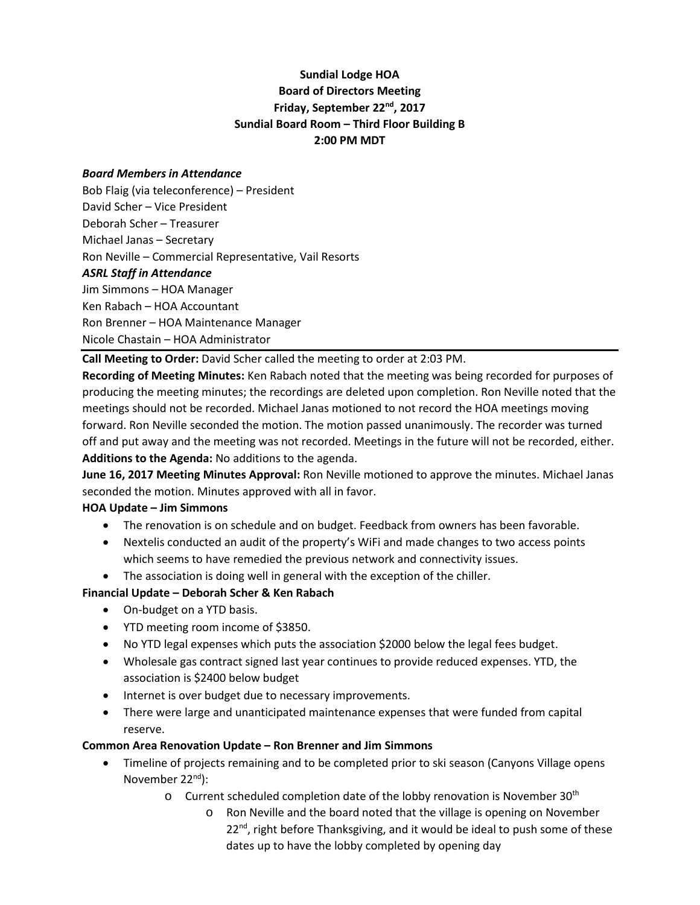**Sundial Lodge HOA**
**Board of Directors Meeting**
**Friday, September 22nd, 2017**
**Sundial Board Room – Third Floor Building B**
**2:00 PM MDT**

***Board Members in Attendance***

Bob Flaig (via teleconference) – President
David Scher – Vice President
Deborah Scher – Treasurer
Michael Janas – Secretary
Ron Neville – Commercial Representative, Vail Resorts

***ASRL Staff in Attendance***

Jim Simmons – HOA Manager
Ken Rabach – HOA Accountant
Ron Brenner – HOA Maintenance Manager
Nicole Chastain – HOA Administrator

---

**Call Meeting to Order:** David Scher called the meeting to order at 2:03 PM.

**Recording of Meeting Minutes:** Ken Rabach noted that the meeting was being recorded for purposes of producing the meeting minutes; the recordings are deleted upon completion. Ron Neville noted that the meetings should not be recorded. Michael Janas motioned to not record the HOA meetings moving forward. Ron Neville seconded the motion. The motion passed unanimously. The recorder was turned off and put away and the meeting was not recorded. Meetings in the future will not be recorded, either.

**Additions to the Agenda:** No additions to the agenda.

**June 16, 2017 Meeting Minutes Approval:** Ron Neville motioned to approve the minutes. Michael Janas seconded the motion. Minutes approved with all in favor.

**HOA Update – Jim Simmons**

- The renovation is on schedule and on budget. Feedback from owners has been favorable.
- Nextelis conducted an audit of the property's WiFi and made changes to two access points which seems to have remedied the previous network and connectivity issues.
- The association is doing well in general with the exception of the chiller.

**Financial Update – Deborah Scher & Ken Rabach**

- On-budget on a YTD basis.
- YTD meeting room income of $3850.
- No YTD legal expenses which puts the association $2000 below the legal fees budget.
- Wholesale gas contract signed last year continues to provide reduced expenses. YTD, the association is $2400 below budget
- Internet is over budget due to necessary improvements.
- There were large and unanticipated maintenance expenses that were funded from capital reserve.

**Common Area Renovation Update – Ron Brenner and Jim Simmons**

- Timeline of projects remaining and to be completed prior to ski season (Canyons Village opens November 22nd):
  - Current scheduled completion date of the lobby renovation is November 30th
    - Ron Neville and the board noted that the village is opening on November 22nd, right before Thanksgiving, and it would be ideal to push some of these dates up to have the lobby completed by opening day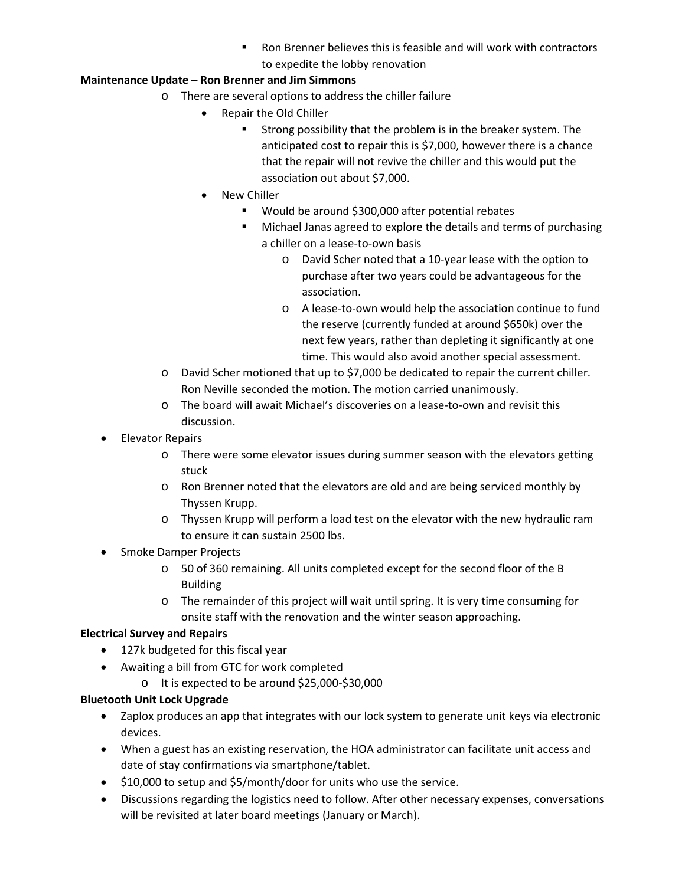- Ron Brenner believes this is feasible and will work with contractors to expedite the lobby renovation

**Maintenance Update – Ron Brenner and Jim Simmons**

- There are several options to address the chiller failure
    - Repair the Old Chiller
        - Strong possibility that the problem is in the breaker system. The anticipated cost to repair this is $7,000, however there is a chance that the repair will not revive the chiller and this would put the association out about $7,000.
    - New Chiller
        - Would be around $300,000 after potential rebates
        - Michael Janas agreed to explore the details and terms of purchasing a chiller on a lease-to-own basis
            - David Scher noted that a 10-year lease with the option to purchase after two years could be advantageous for the association.
            - A lease-to-own would help the association continue to fund the reserve (currently funded at around $650k) over the next few years, rather than depleting it significantly at one time. This would also avoid another special assessment.
- David Scher motioned that up to $7,000 be dedicated to repair the current chiller. Ron Neville seconded the motion. The motion carried unanimously.
- The board will await Michael's discoveries on a lease-to-own and revisit this discussion.

- Elevator Repairs
    - There were some elevator issues during summer season with the elevators getting stuck
    - Ron Brenner noted that the elevators are old and are being serviced monthly by Thyssen Krupp.
    - Thyssen Krupp will perform a load test on the elevator with the new hydraulic ram to ensure it can sustain 2500 lbs.
- Smoke Damper Projects
    - 50 of 360 remaining. All units completed except for the second floor of the B Building
    - The remainder of this project will wait until spring. It is very time consuming for onsite staff with the renovation and the winter season approaching.

**Electrical Survey and Repairs**

- 127k budgeted for this fiscal year
- Awaiting a bill from GTC for work completed
    - It is expected to be around $25,000-$30,000

**Bluetooth Unit Lock Upgrade**

- Zaplox produces an app that integrates with our lock system to generate unit keys via electronic devices.
- When a guest has an existing reservation, the HOA administrator can facilitate unit access and date of stay confirmations via smartphone/tablet.
- $10,000 to setup and $5/month/door for units who use the service.
- Discussions regarding the logistics need to follow. After other necessary expenses, conversations will be revisited at later board meetings (January or March).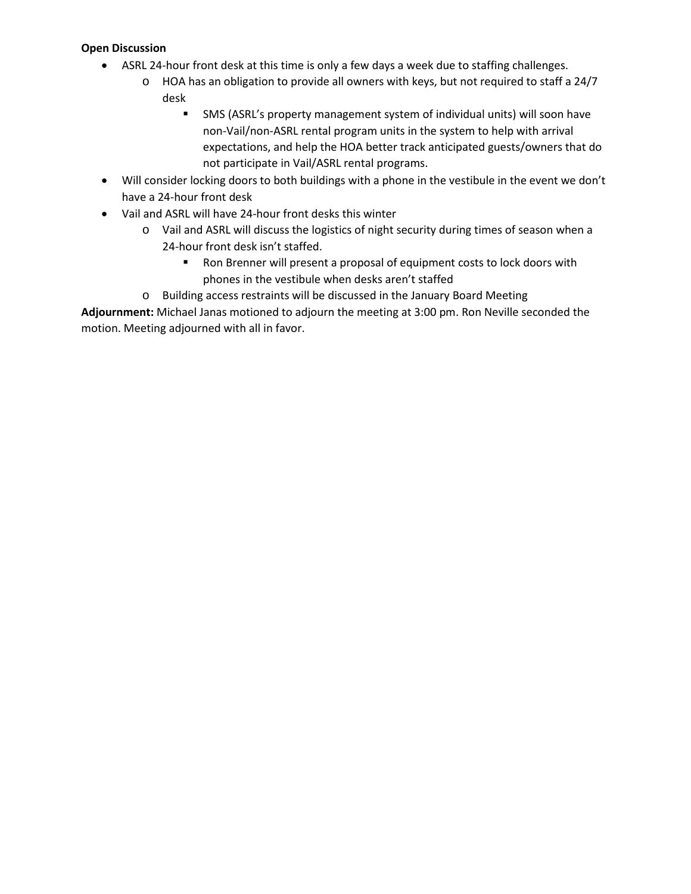**Open Discussion**

- ASRL 24-hour front desk at this time is only a few days a week due to staffing challenges.
  - HOA has an obligation to provide all owners with keys, but not required to staff a 24/7 desk
    - SMS (ASRL's property management system of individual units) will soon have non-Vail/non-ASRL rental program units in the system to help with arrival expectations, and help the HOA better track anticipated guests/owners that do not participate in Vail/ASRL rental programs.
- Will consider locking doors to both buildings with a phone in the vestibule in the event we don't have a 24-hour front desk
- Vail and ASRL will have 24-hour front desks this winter
  - Vail and ASRL will discuss the logistics of night security during times of season when a 24-hour front desk isn't staffed.
    - Ron Brenner will present a proposal of equipment costs to lock doors with phones in the vestibule when desks aren't staffed
  - Building access restraints will be discussed in the January Board Meeting

**Adjournment:** Michael Janas motioned to adjourn the meeting at 3:00 pm. Ron Neville seconded the motion. Meeting adjourned with all in favor.